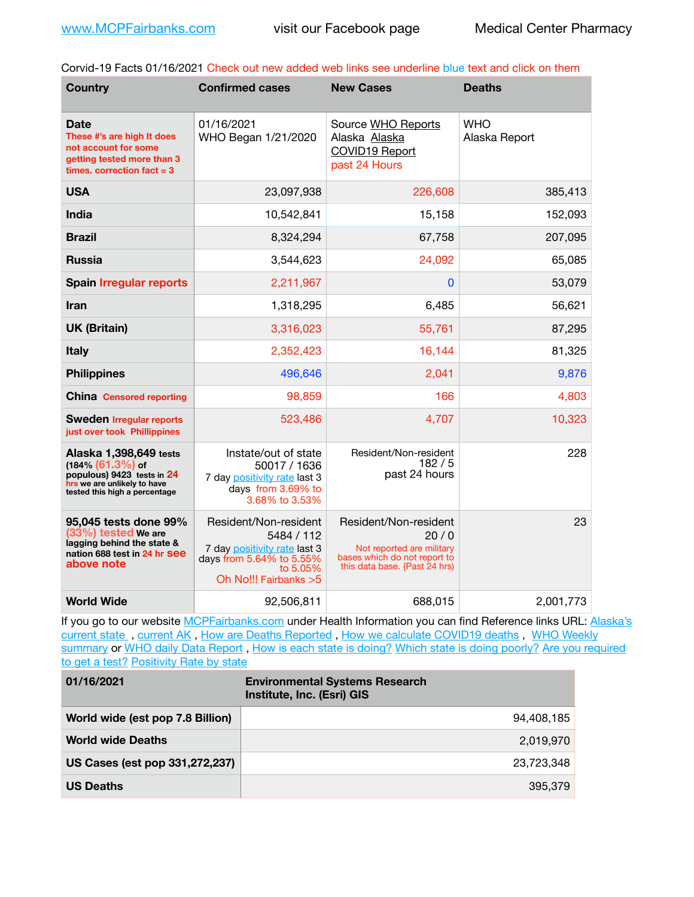www.MCPFairbanks.com visit our Facebook page Medical Center Pharmacy

Corvid-19 Facts 01/16/2021 Check out new added web links see underline blue text and click on them

| Country | Confirmed cases | New Cases | Deaths |
|---|---|---|---|
| **Date** These #'s are high It does not account for some getting tested more than 3 times. correction fact = 3 | 01/16/2021 WHO Began 1/21/2020 | Source WHO Reports Alaska Alaska COVID19 Report past 24 Hours | WHO Alaska Report |
| **USA** | 23,097,938 | 226,608 | 385,413 |
| **India** | 10,542,841 | 15,158 | 152,093 |
| **Brazil** | 8,324,294 | 67,758 | 207,095 |
| **Russia** | 3,544,623 | 24,092 | 65,085 |
| **Spain** Irregular reports | 2,211,967 | 0 | 53,079 |
| **Iran** | 1,318,295 | 6,485 | 56,621 |
| **UK (Britain)** | 3,316,023 | 55,761 | 87,295 |
| **Italy** | 2,352,423 | 16,144 | 81,325 |
| **Philippines** | 496,646 | 2,041 | 9,876 |
| **China** Censored reporting | 98,859 | 166 | 4,803 |
| **Sweden** Irregular reports just over took Phillippines | 523,486 | 4,707 | 10,323 |
| **Alaska 1,398,649** tests (184% (61.3%) of populous) 9423 tests in 24 hrs we are unlikely to have tested this high a percentage | Instate/out of state 50017 / 1636 7 day positivity rate last 3 days from 3.69% to 3.68% to 3.53% | Resident/Non-resident 182 / 5 past 24 hours | 228 |
| **95,045 tests done 99% (33%) tested** We are lagging behind the state & nation 688 test in 24 hr see above note | Resident/Non-resident 5484 / 112 7 day positivity rate last 3 days from 5.64% to 5.55% to 5.05% Oh No!!! Fairbanks >5 | Resident/Non-resident 20 / 0 Not reported are military bases which do not report to this data base. {Past 24 hrs) | 23 |
| **World Wide** | 92,506,811 | 688,015 | 2,001,773 |

If you go to our website MCPFairbanks.com under Health Information you can find Reference links URL: Alaska's current state , current AK , How are Deaths Reported , How we calculate COVID19 deaths , WHO Weekly summary or WHO daily Data Report , How is each state is doing? Which state is doing poorly? Are you required to get a test? Positivity Rate by state

| 01/16/2021 | Environmental Systems Research Institute, Inc. (Esri) GIS |
|---|---|
| **World wide (est pop 7.8 Billion)** | 94,408,185 |
| **World wide Deaths** | 2,019,970 |
| **US Cases (est pop 331,272,237)** | 23,723,348 |
| **US Deaths** | 395,379 |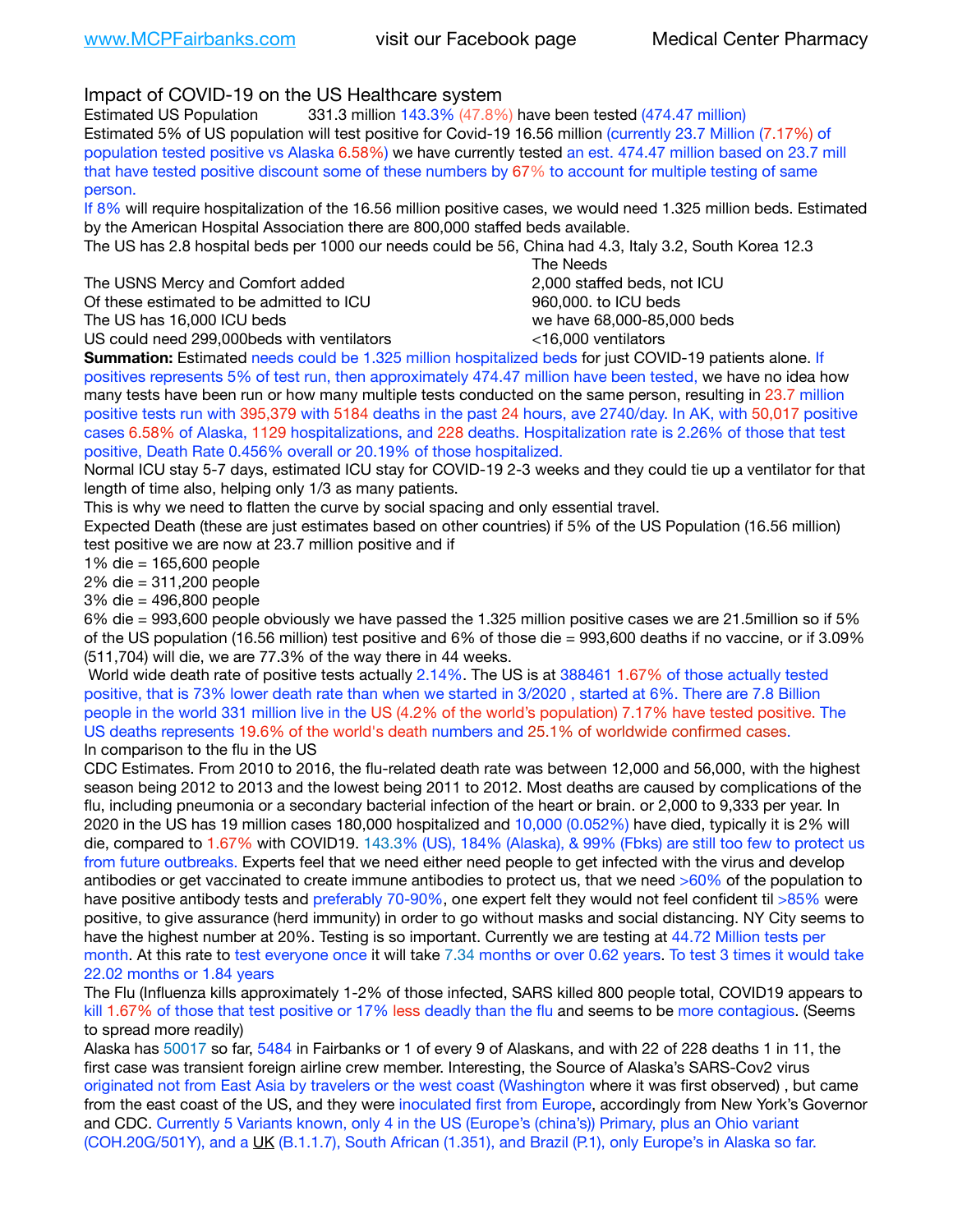www.MCPFairbanks.com visit our Facebook page Medical Center Pharmacy

## Impact of COVID-19 on the US Healthcare system

Estimated US Population 331.3 million 143.3% (47.8%) have been tested (474.47 million)
Estimated 5% of US population will test positive for Covid-19 16.56 million (currently 23.7 Million (7.17%) of population tested positive vs Alaska 6.58%) we have currently tested an est. 474.47 million based on 23.7 mill that have tested positive discount some of these numbers by 67% to account for multiple testing of same person.
If 8% will require hospitalization of the 16.56 million positive cases, we would need 1.325 million beds. Estimated by the American Hospital Association there are 800,000 staffed beds available.
The US has 2.8 hospital beds per 1000 our needs could be 56, China had 4.3, Italy 3.2, South Korea 12.3

| | The Needs |
|---|---|
| The USNS Mercy and Comfort added | 2,000 staffed beds, not ICU |
| Of these estimated to be admitted to ICU | 960,000. to ICU beds |
| The US has 16,000 ICU beds | we have 68,000-85,000 beds |
| US could need 299,000beds with ventilators | <16,000 ventilators |

**Summation:** Estimated needs could be 1.325 million hospitalized beds for just COVID-19 patients alone. If positives represents 5% of test run, then approximately 474.47 million have been tested, we have no idea how many tests have been run or how many multiple tests conducted on the same person, resulting in 23.7 million positive tests run with 395,379 with 5184 deaths in the past 24 hours, ave 2740/day. In AK, with 50,017 positive cases 6.58% of Alaska, 1129 hospitalizations, and 228 deaths. Hospitalization rate is 2.26% of those that test positive, Death Rate 0.456% overall or 20.19% of those hospitalized.
Normal ICU stay 5-7 days, estimated ICU stay for COVID-19 2-3 weeks and they could tie up a ventilator for that length of time also, helping only 1/3 as many patients.
This is why we need to flatten the curve by social spacing and only essential travel.
Expected Death (these are just estimates based on other countries) if 5% of the US Population (16.56 million) test positive we are now at 23.7 million positive and if
1% die = 165,600 people
2% die = 311,200 people
3% die = 496,800 people
6% die = 993,600 people obviously we have passed the 1.325 million positive cases we are 21.5million so if 5% of the US population (16.56 million) test positive and 6% of those die = 993,600 deaths if no vaccine, or if 3.09% (511,704) will die, we are 77.3% of the way there in 44 weeks.
World wide death rate of positive tests actually 2.14%. The US is at 388461 1.67% of those actually tested positive, that is 73% lower death rate than when we started in 3/2020 , started at 6%. There are 7.8 Billion people in the world 331 million live in the US (4.2% of the world's population) 7.17% have tested positive. The US deaths represents 19.6% of the world's death numbers and 25.1% of worldwide confirmed cases.
In comparison to the flu in the US
CDC Estimates. From 2010 to 2016, the flu-related death rate was between 12,000 and 56,000, with the highest season being 2012 to 2013 and the lowest being 2011 to 2012. Most deaths are caused by complications of the flu, including pneumonia or a secondary bacterial infection of the heart or brain. or 2,000 to 9,333 per year. In 2020 in the US has 19 million cases 180,000 hospitalized and 10,000 (0.052%) have died, typically it is 2% will die, compared to 1.67% with COVID19. 143.3% (US), 184% (Alaska), & 99% (Fbks) are still too few to protect us from future outbreaks. Experts feel that we need either need people to get infected with the virus and develop antibodies or get vaccinated to create immune antibodies to protect us, that we need >60% of the population to have positive antibody tests and preferably 70-90%, one expert felt they would not feel confident til >85% were positive, to give assurance (herd immunity) in order to go without masks and social distancing. NY City seems to have the highest number at 20%. Testing is so important. Currently we are testing at 44.72 Million tests per month. At this rate to test everyone once it will take 7.34 months or over 0.62 years. To test 3 times it would take 22.02 months or 1.84 years
The Flu (Influenza kills approximately 1-2% of those infected, SARS killed 800 people total, COVID19 appears to kill 1.67% of those that test positive or 17% less deadly than the flu and seems to be more contagious. (Seems to spread more readily)
Alaska has 50017 so far, 5484 in Fairbanks or 1 of every 9 of Alaskans, and with 22 of 228 deaths 1 in 11, the first case was transient foreign airline crew member. Interesting, the Source of Alaska's SARS-Cov2 virus originated not from East Asia by travelers or the west coast (Washington where it was first observed) , but came from the east coast of the US, and they were inoculated first from Europe, accordingly from New York's Governor and CDC. Currently 5 Variants known, only 4 in the US (Europe's (china's)) Primary, plus an Ohio variant (COH.20G/501Y), and a UK (B.1.1.7), South African (1.351), and Brazil (P.1), only Europe's in Alaska so far.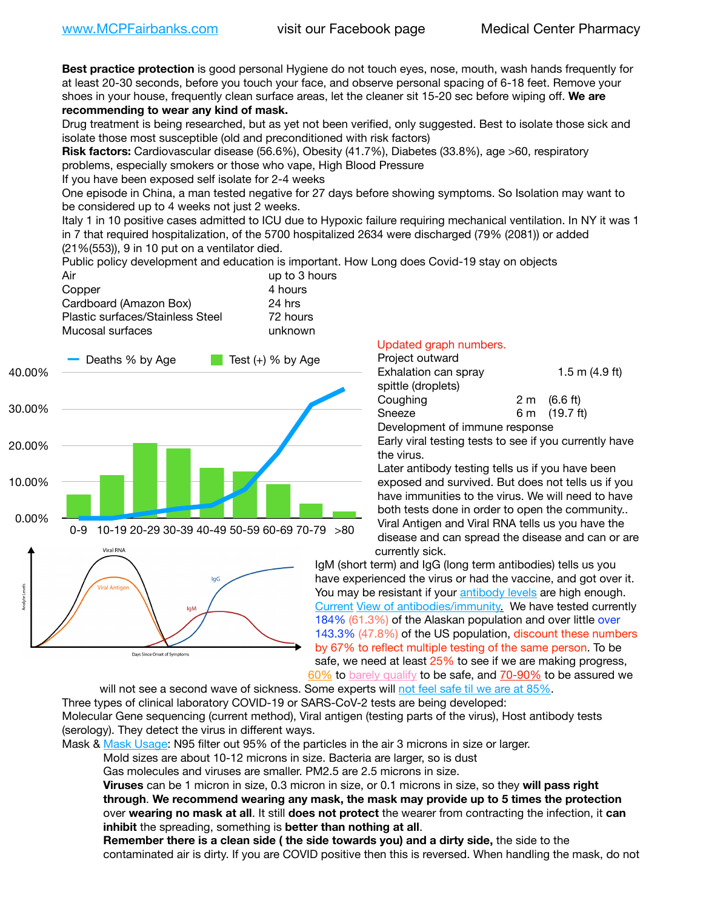www.MCPFairbanks.com visit our Facebook page Medical Center Pharmacy

**Best practice protection** is good personal Hygiene do not touch eyes, nose, mouth, wash hands frequently for at least 20-30 seconds, before you touch your face, and observe personal spacing of 6-18 feet. Remove your shoes in your house, frequently clean surface areas, let the cleaner sit 15-20 sec before wiping off. **We are recommending to wear any kind of mask.**

Drug treatment is being researched, but as yet not been verified, only suggested. Best to isolate those sick and isolate those most susceptible (old and preconditioned with risk factors)

**Risk factors:** Cardiovascular disease (56.6%), Obesity (41.7%), Diabetes (33.8%), age >60, respiratory problems, especially smokers or those who vape, High Blood Pressure

If you have been exposed self isolate for 2-4 weeks

One episode in China, a man tested negative for 27 days before showing symptoms. So Isolation may want to be considered up to 4 weeks not just 2 weeks.

Italy 1 in 10 positive cases admitted to ICU due to Hypoxic failure requiring mechanical ventilation. In NY it was 1 in 7 that required hospitalization, of the 5700 hospitalized 2634 were discharged (79% (2081)) or added (21%(553)), 9 in 10 put on a ventilator died.

Public policy development and education is important. How Long does Covid-19 stay on objects

| | |
|---|---|
| Air | up to 3 hours |
| Copper | 4 hours |
| Cardboard (Amazon Box) | 24 hrs |
| Plastic surfaces/Stainless Steel | 72 hours |
| Mucosal surfaces | unknown |

Updated graph numbers.

Project outward

| | | |
|---|---|---|
| Exhalation can spray spittle (droplets) | 1.5 m | (4.9 ft) |
| Coughing | 2 m | (6.6 ft) |
| Sneeze | 6 m | (19.7 ft) |

Development of immune response

Early viral testing tests to see if you currently have the virus.

Later antibody testing tells us if you have been exposed and survived. But does not tells us if you have immunities to the virus. We will need to have both tests done in order to open the community..

Viral Antigen and Viral RNA tells us you have the disease and can spread the disease and can or are currently sick.

IgM (short term) and IgG (long term antibodies) tells us you have experienced the virus or had the vaccine, and got over it. You may be resistant if your antibody levels are high enough. Current View of antibodies/immunity. We have tested currently 184% (61.3%) of the Alaskan population and over little over 143.3% (47.8%) of the US population, discount these numbers by 67% to reflect multiple testing of the same person. To be safe, we need at least 25% to see if we are making progress, 60% to barely qualify to be safe, and 70-90% to be assured we will not see a second wave of sickness. Some experts will not feel safe til we are at 85%.

Three types of clinical laboratory COVID-19 or SARS-CoV-2 tests are being developed:

Molecular Gene sequencing (current method), Viral antigen (testing parts of the virus), Host antibody tests (serology). They detect the virus in different ways.

Mask & Mask Usage: N95 filter out 95% of the particles in the air 3 microns in size or larger.

Mold sizes are about 10-12 microns in size. Bacteria are larger, so is dust

Gas molecules and viruses are smaller. PM2.5 are 2.5 microns in size.

**Viruses** can be 1 micron in size, 0.3 micron in size, or 0.1 microns in size, so they **will pass right through**. **We recommend wearing any mask, the mask may provide up to 5 times the protection** over **wearing no mask at all**. It still **does not protect** the wearer from contracting the infection, it **can inhibit** the spreading, something is **better than nothing at all**.

**Remember there is a clean side ( the side towards you) and a dirty side,** the side to the contaminated air is dirty. If you are COVID positive then this is reversed. When handling the mask, do not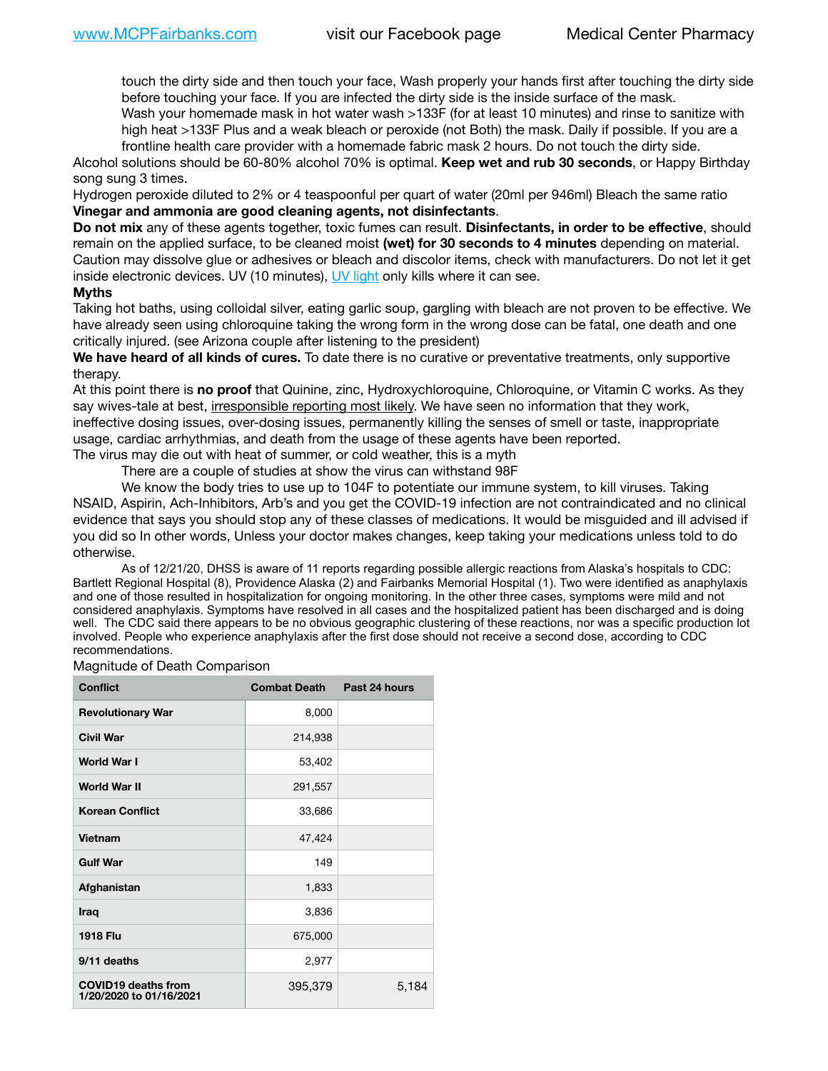touch the dirty side and then touch your face, Wash properly your hands first after touching the dirty side before touching your face. If you are infected the dirty side is the inside surface of the mask.

Wash your homemade mask in hot water wash >133F (for at least 10 minutes) and rinse to sanitize with high heat >133F Plus and a weak bleach or peroxide (not Both) the mask. Daily if possible. If you are a frontline health care provider with a homemade fabric mask 2 hours. Do not touch the dirty side.

Alcohol solutions should be 60-80% alcohol 70% is optimal. **Keep wet and rub 30 seconds**, or Happy Birthday song sung 3 times.

Hydrogen peroxide diluted to 2% or 4 teaspoonful per quart of water (20ml per 946ml) Bleach the same ratio **Vinegar and ammonia are good cleaning agents, not disinfectants**.

**Do not mix** any of these agents together, toxic fumes can result. **Disinfectants, in order to be effective**, should remain on the applied surface, to be cleaned moist **(wet) for 30 seconds to 4 minutes** depending on material. Caution may dissolve glue or adhesives or bleach and discolor items, check with manufacturers. Do not let it get inside electronic devices. UV (10 minutes), UV light only kills where it can see.

**Myths**

Taking hot baths, using colloidal silver, eating garlic soup, gargling with bleach are not proven to be effective. We have already seen using chloroquine taking the wrong form in the wrong dose can be fatal, one death and one critically injured. (see Arizona couple after listening to the president)

**We have heard of all kinds of cures.** To date there is no curative or preventative treatments, only supportive therapy.

At this point there is **no proof** that Quinine, zinc, Hydroxychloroquine, Chloroquine, or Vitamin C works. As they say wives-tale at best, irresponsible reporting most likely. We have seen no information that they work, ineffective dosing issues, over-dosing issues, permanently killing the senses of smell or taste, inappropriate usage, cardiac arrhythmias, and death from the usage of these agents have been reported.

The virus may die out with heat of summer, or cold weather, this is a myth

There are a couple of studies at show the virus can withstand 98F

We know the body tries to use up to 104F to potentiate our immune system, to kill viruses. Taking NSAID, Aspirin, Ach-Inhibitors, Arb's and you get the COVID-19 infection are not contraindicated and no clinical evidence that says you should stop any of these classes of medications. It would be misguided and ill advised if you did so In other words, Unless your doctor makes changes, keep taking your medications unless told to do otherwise.

As of 12/21/20, DHSS is aware of 11 reports regarding possible allergic reactions from Alaska's hospitals to CDC: Bartlett Regional Hospital (8), Providence Alaska (2) and Fairbanks Memorial Hospital (1). Two were identified as anaphylaxis and one of those resulted in hospitalization for ongoing monitoring. In the other three cases, symptoms were mild and not considered anaphylaxis. Symptoms have resolved in all cases and the hospitalized patient has been discharged and is doing well. The CDC said there appears to be no obvious geographic clustering of these reactions, nor was a specific production lot involved. People who experience anaphylaxis after the first dose should not receive a second dose, according to CDC recommendations.

Magnitude of Death Comparison

| Conflict | Combat Death | Past 24 hours |
|---|---|---|
| Revolutionary War | 8,000 | |
| Civil War | 214,938 | |
| World War I | 53,402 | |
| World War II | 291,557 | |
| Korean Conflict | 33,686 | |
| Vietnam | 47,424 | |
| Gulf War | 149 | |
| Afghanistan | 1,833 | |
| Iraq | 3,836 | |
| 1918 Flu | 675,000 | |
| 9/11 deaths | 2,977 | |
| COVID19 deaths from 1/20/2020 to 01/16/2021 | 395,379 | 5,184 |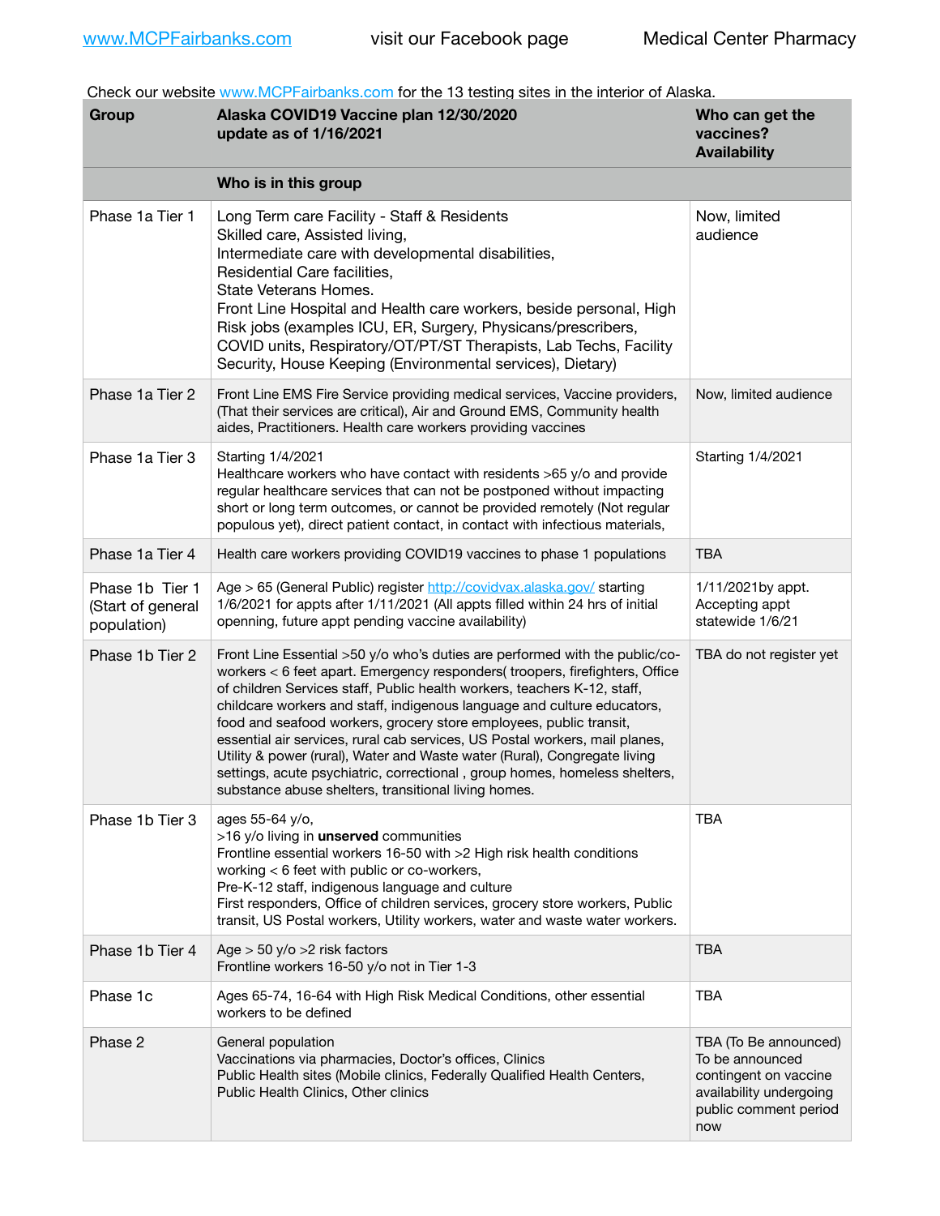www.MCPFairbanks.com visit our Facebook page Medical Center Pharmacy

Check our website www.MCPFairbanks.com for the 13 testing sites in the interior of Alaska.

| Group | Alaska COVID19 Vaccine plan 12/30/2020 update as of 1/16/2021 | Who can get the vaccines? Availability |
|---|---|---|
| | **Who is in this group** | |
| Phase 1a Tier 1 | Long Term care Facility - Staff & Residents<br>Skilled care, Assisted living,<br>Intermediate care with developmental disabilities,<br>Residential Care facilities,<br>State Veterans Homes.<br>Front Line Hospital and Health care workers, beside personal, High Risk jobs (examples ICU, ER, Surgery, Physcians/prescribers, COVID units, Respiratory/OT/PT/ST Therapists, Lab Techs, Facility Security, House Keeping (Environmental services), Dietary) | Now, limited audience |
| Phase 1a Tier 2 | Front Line EMS Fire Service providing medical services, Vaccine providers, (That their services are critical), Air and Ground EMS, Community health aides, Practitioners. Health care workers providing vaccines | Now, limited audience |
| Phase 1a Tier 3 | Starting 1/4/2021<br>Healthcare workers who have contact with residents >65 y/o and provide regular healthcare services that can not be postponed without impacting short or long term outcomes, or cannot be provided remotely (Not regular populous yet), direct patient contact, in contact with infectious materials, | Starting 1/4/2021 |
| Phase 1a Tier 4 | Health care workers providing COVID19 vaccines to phase 1 populations | TBA |
| Phase 1b Tier 1 (Start of general population) | Age > 65 (General Public) register http://covidvax.alaska.gov/ starting 1/6/2021 for appts after 1/11/2021 (All appts filled within 24 hrs of initial openning, future appt pending vaccine availability) | 1/11/2021by appt. Accepting appt statewide 1/6/21 |
| Phase 1b Tier 2 | Front Line Essential >50 y/o who's duties are performed with the public/co-workers < 6 feet apart. Emergency responders( troopers, firefighters, Office of children Services staff, Public health workers, teachers K-12, staff, childcare workers and staff, indigenous language and culture educators, food and seafood workers, grocery store employees, public transit, essential air services, rural cab services, US Postal workers, mail planes, Utility & power (rural), Water and Waste water (Rural), Congregate living settings, acute psychiatric, correctional , group homes, homeless shelters, substance abuse shelters, transitional living homes. | TBA do not register yet |
| Phase 1b Tier 3 | ages 55-64 y/o,<br>>16 y/o living in **unserved** communities<br>Frontline essential workers 16-50 with >2 High risk health conditions working < 6 feet with public or co-workers,<br>Pre-K-12 staff, indigenous language and culture<br>First responders, Office of children services, grocery store workers, Public transit, US Postal workers, Utility workers, water and waste water workers. | TBA |
| Phase 1b Tier 4 | Age > 50 y/o >2 risk factors<br>Frontline workers 16-50 y/o not in Tier 1-3 | TBA |
| Phase 1c | Ages 65-74, 16-64 with High Risk Medical Conditions, other essential workers to be defined | TBA |
| Phase 2 | General population<br>Vaccinations via pharmacies, Doctor's offices, Clinics<br>Public Health sites (Mobile clinics, Federally Qualified Health Centers, Public Health Clinics, Other clinics | TBA (To Be announced) To be announced contingent on vaccine availability undergoing public comment period now |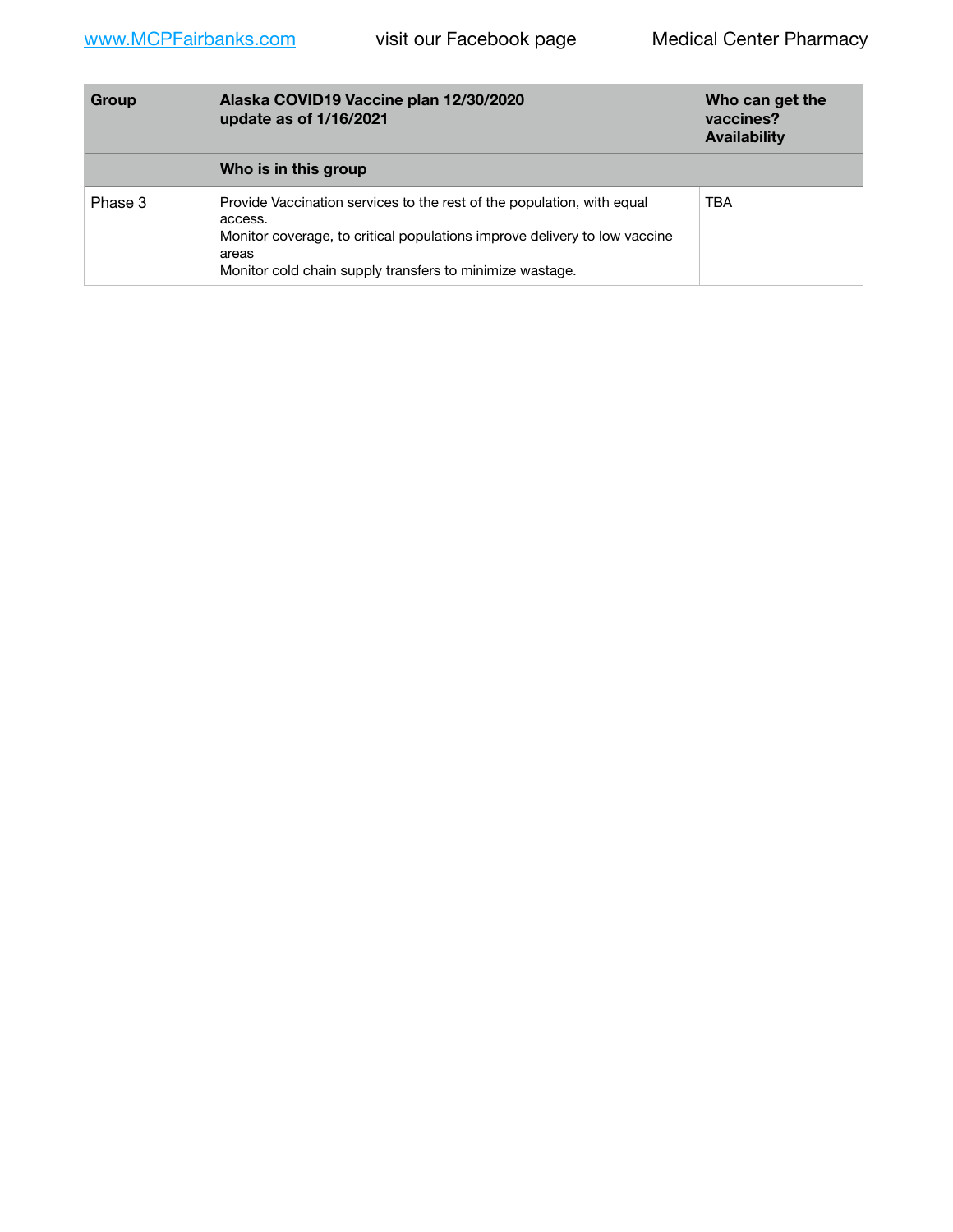| Group | Alaska COVID19 Vaccine plan 12/30/2020 update as of 1/16/2021 | Who can get the vaccines? Availability |
|---|---|---|
| | **Who is in this group** | |
| Phase 3 | Provide Vaccination services to the rest of the population, with equal access.<br>Monitor coverage, to critical populations improve delivery to low vaccine areas<br>Monitor cold chain supply transfers to minimize wastage. | TBA |